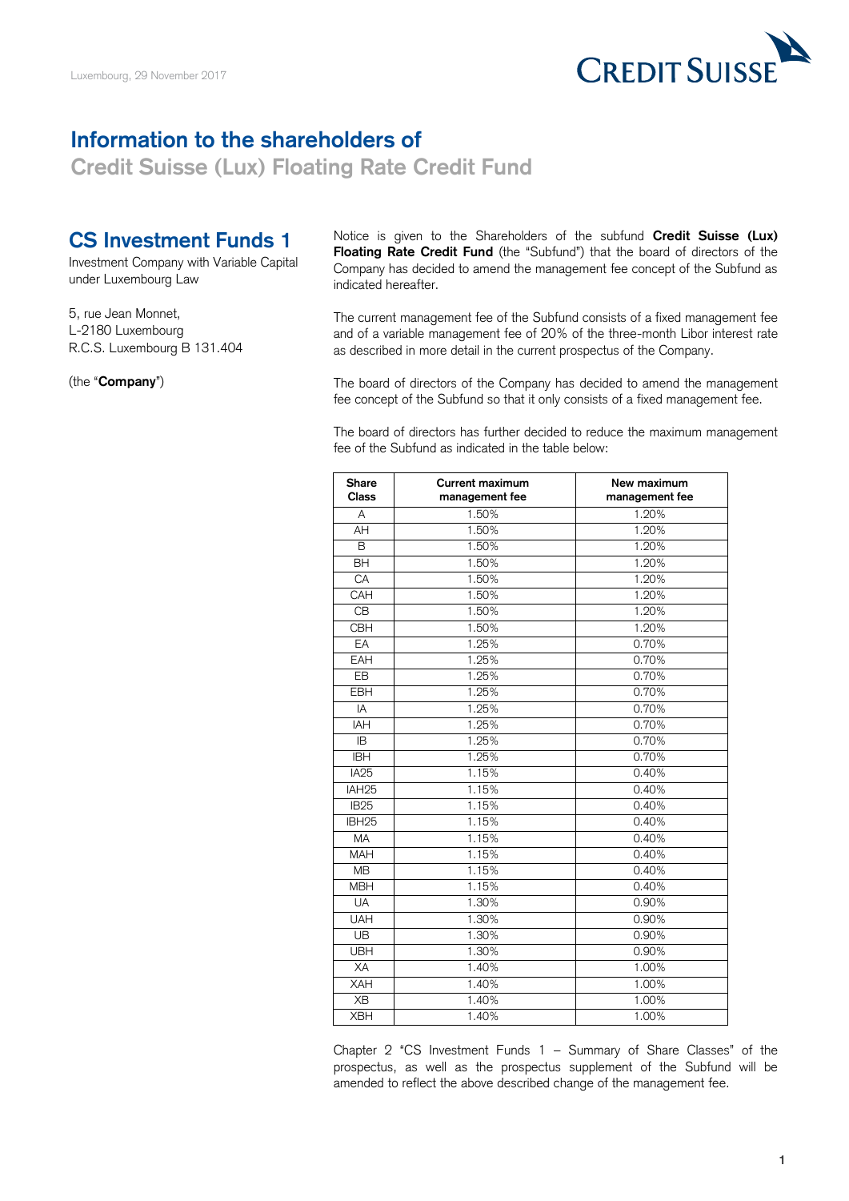Luxembourg, 29 November 2017

# Information to the shareholders of

## Credit Suisse (Lux) Floating Rate Credit Fund

## CS Investment Funds 1

Investment Company with Variable Capital under Luxembourg Law

5, rue Jean Monnet,
L-2180 Luxembourg
R.C.S. Luxembourg B 131.404

(the "**Company**")

Notice is given to the Shareholders of the subfund **Credit Suisse (Lux) Floating Rate Credit Fund** (the "Subfund") that the board of directors of the Company has decided to amend the management fee concept of the Subfund as indicated hereafter.

The current management fee of the Subfund consists of a fixed management fee and of a variable management fee of 20% of the three-month Libor interest rate as described in more detail in the current prospectus of the Company.

The board of directors of the Company has decided to amend the management fee concept of the Subfund so that it only consists of a fixed management fee.

The board of directors has further decided to reduce the maximum management fee of the Subfund as indicated in the table below:

| Share Class | Current maximum management fee | New maximum management fee |
|---|---|---|
| A | 1.50% | 1.20% |
| AH | 1.50% | 1.20% |
| B | 1.50% | 1.20% |
| BH | 1.50% | 1.20% |
| CA | 1.50% | 1.20% |
| CAH | 1.50% | 1.20% |
| CB | 1.50% | 1.20% |
| CBH | 1.50% | 1.20% |
| EA | 1.25% | 0.70% |
| EAH | 1.25% | 0.70% |
| EB | 1.25% | 0.70% |
| EBH | 1.25% | 0.70% |
| IA | 1.25% | 0.70% |
| IAH | 1.25% | 0.70% |
| IB | 1.25% | 0.70% |
| IBH | 1.25% | 0.70% |
| IA25 | 1.15% | 0.40% |
| IAH25 | 1.15% | 0.40% |
| IB25 | 1.15% | 0.40% |
| IBH25 | 1.15% | 0.40% |
| MA | 1.15% | 0.40% |
| MAH | 1.15% | 0.40% |
| MB | 1.15% | 0.40% |
| MBH | 1.15% | 0.40% |
| UA | 1.30% | 0.90% |
| UAH | 1.30% | 0.90% |
| UB | 1.30% | 0.90% |
| UBH | 1.30% | 0.90% |
| XA | 1.40% | 1.00% |
| XAH | 1.40% | 1.00% |
| XB | 1.40% | 1.00% |
| XBH | 1.40% | 1.00% |

Chapter 2 "CS Investment Funds 1 – Summary of Share Classes" of the prospectus, as well as the prospectus supplement of the Subfund will be amended to reflect the above described change of the management fee.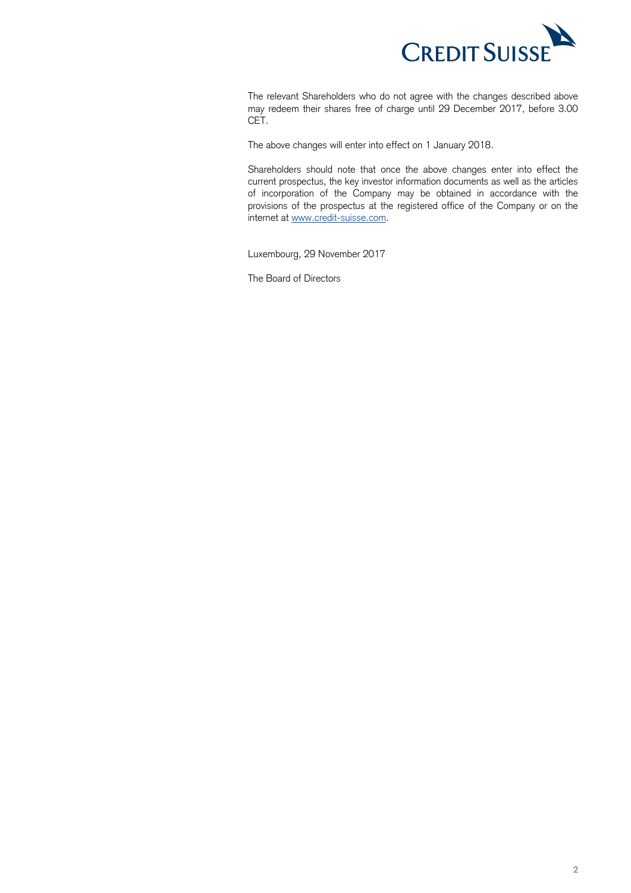The relevant Shareholders who do not agree with the changes described above may redeem their shares free of charge until 29 December 2017, before 3.00 CET.

The above changes will enter into effect on 1 January 2018.

Shareholders should note that once the above changes enter into effect the current prospectus, the key investor information documents as well as the articles of incorporation of the Company may be obtained in accordance with the provisions of the prospectus at the registered office of the Company or on the internet at www.credit-suisse.com.

Luxembourg, 29 November 2017

The Board of Directors